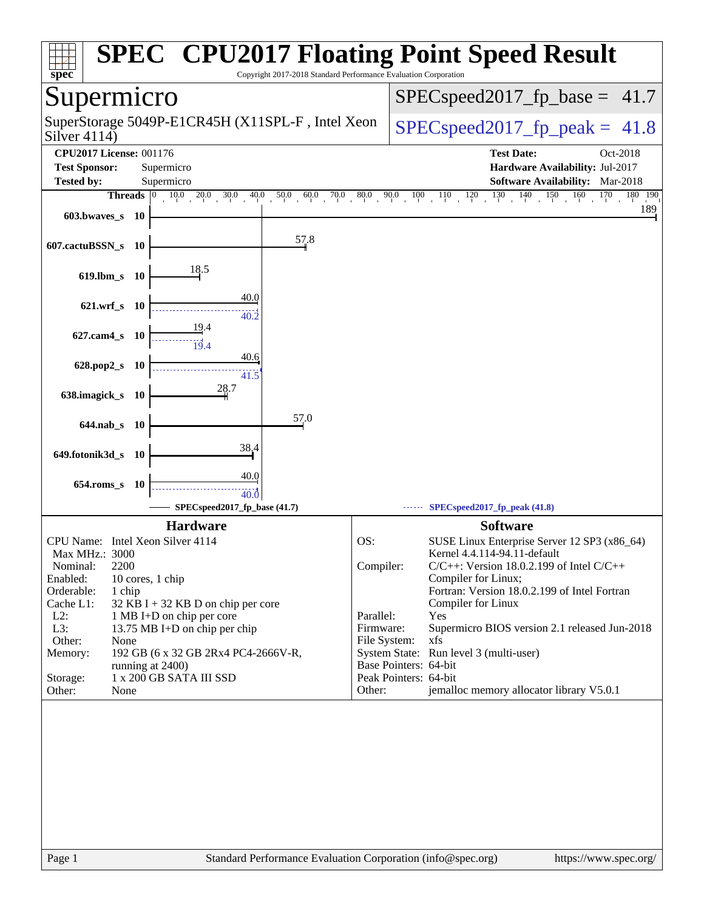# SPEC CPU2017 Floating Point Speed Result

Copyright 2017-2018 Standard Performance Evaluation Corporation

## Supermicro

SuperStorage 5049P-E1CR45H (X11SPL-F , Intel Xeon Silver 4114)

SPECspeed2017_fp_base = 41.7

SPECspeed2017_fp_peak = 41.8

**CPU2017 License:** 001176
**Test Sponsor:** Supermicro
**Tested by:** Supermicro

**Test Date:** Oct-2018
**Hardware Availability:** Jul-2017
**Software Availability:** Mar-2018

| Benchmark | Threads | Base | Peak |
|---|---|---|---|
| 603.bwaves_s | 10 | 189 | |
| 607.cactuBSSN_s | 10 | 57.8 | |
| 619.lbm_s | 10 | 18.5 | |
| 621.wrf_s | 10 | 40.0 | 40.2 |
| 627.cam4_s | 10 | 19.4 | 19.4 |
| 628.pop2_s | 10 | 40.6 | 41.5 |
| 638.imagick_s | 10 | 28.7 | |
| 644.nab_s | 10 | 57.0 | |
| 649.fotonik3d_s | 10 | 38.4 | |
| 654.roms_s | 10 | 40.0 | 40.0 |

SPECspeed2017_fp_base (41.7) — SPECspeed2017_fp_peak (41.8)

### Hardware

| | |
|---|---|
| CPU Name: | Intel Xeon Silver 4114 |
| Max MHz.: | 3000 |
| Nominal: | 2200 |
| Enabled: | 10 cores, 1 chip |
| Orderable: | 1 chip |
| Cache L1: | 32 KB I + 32 KB D on chip per core |
| L2: | 1 MB I+D on chip per core |
| L3: | 13.75 MB I+D on chip per chip |
| Other: | None |
| Memory: | 192 GB (6 x 32 GB 2Rx4 PC4-2666V-R, running at 2400) |
| Storage: | 1 x 200 GB SATA III SSD |
| Other: | None |

### Software

| | |
|---|---|
| OS: | SUSE Linux Enterprise Server 12 SP3 (x86_64) Kernel 4.4.114-94.11-default |
| Compiler: | C/C++: Version 18.0.2.199 of Intel C/C++ Compiler for Linux; Fortran: Version 18.0.2.199 of Intel Fortran Compiler for Linux |
| Parallel: | Yes |
| Firmware: | Supermicro BIOS version 2.1 released Jun-2018 |
| File System: | xfs |
| System State: | Run level 3 (multi-user) |
| Base Pointers: | 64-bit |
| Peak Pointers: | 64-bit |
| Other: | jemalloc memory allocator library V5.0.1 |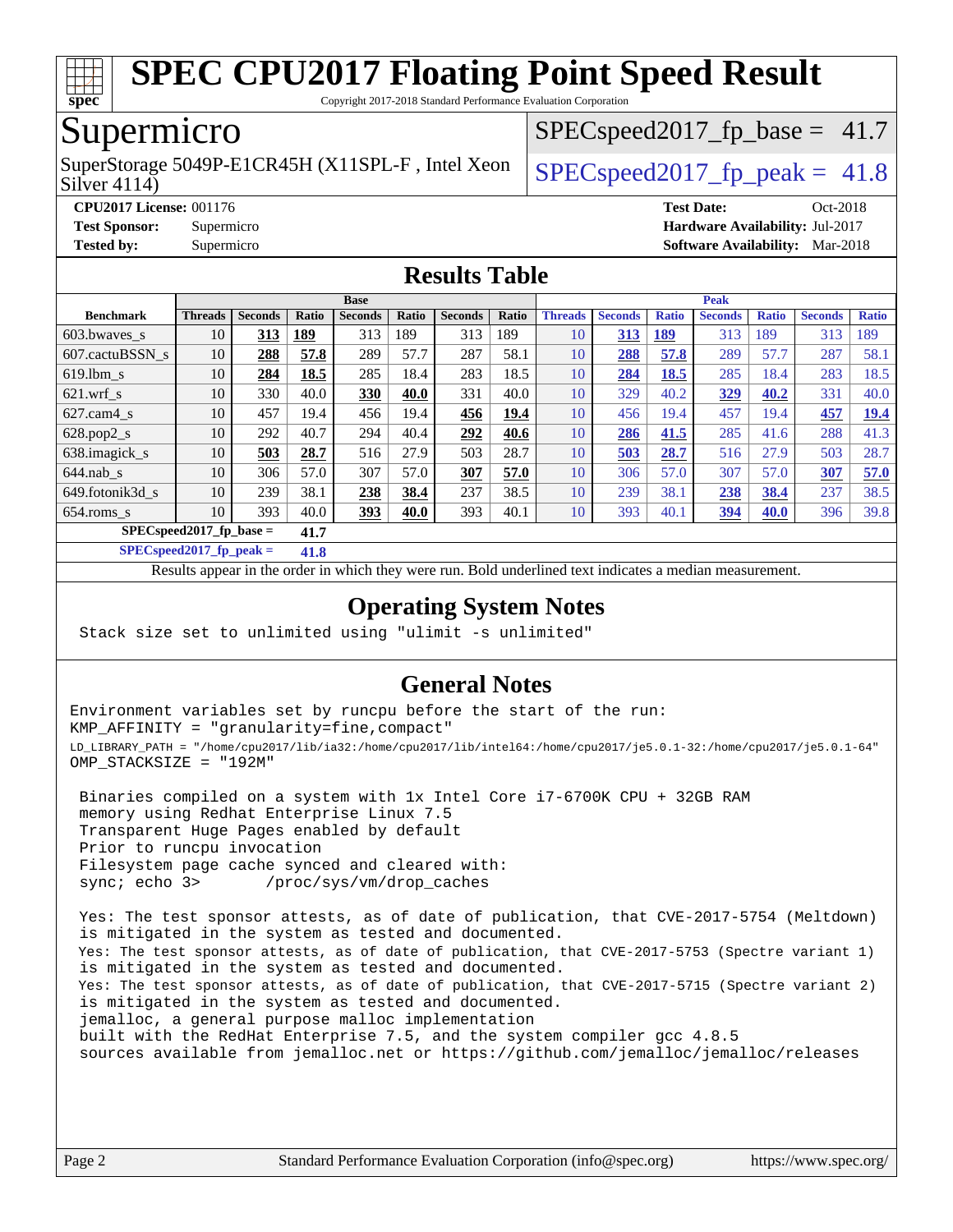# SPEC CPU2017 Floating Point Speed Result

Copyright 2017-2018 Standard Performance Evaluation Corporation

## Supermicro

SuperStorage 5049P-E1CR45H (X11SPL-F , Intel Xeon Silver 4114)

SPECspeed2017_fp_base = 41.7

SPECspeed2017_fp_peak = 41.8

**CPU2017 License:** 001176
**Test Sponsor:** Supermicro
**Tested by:** Supermicro

**Test Date:** Oct-2018
**Hardware Availability:** Jul-2017
**Software Availability:** Mar-2018

## Results Table

| | Base | | | | | | | Peak | | | | | | |
|---|---|---|---|---|---|---|---|---|---|---|---|---|---|---|
| **Benchmark** | **Threads** | **Seconds** | **Ratio** | **Seconds** | **Ratio** | **Seconds** | **Ratio** | **Threads** | **Seconds** | **Ratio** | **Seconds** | **Ratio** | **Seconds** | **Ratio** |
| 603.bwaves_s | 10 | **313** | **189** | 313 | 189 | 313 | 189 | 10 | **313** | **189** | 313 | 189 | 313 | 189 |
| 607.cactuBSSN_s | 10 | **288** | **57.8** | 289 | 57.7 | 287 | 58.1 | 10 | **288** | **57.8** | 289 | 57.7 | 287 | 58.1 |
| 619.lbm_s | 10 | **284** | **18.5** | 285 | 18.4 | 283 | 18.5 | 10 | **284** | **18.5** | 285 | 18.4 | 283 | 18.5 |
| 621.wrf_s | 10 | 330 | 40.0 | **330** | **40.0** | 331 | 40.0 | 10 | 329 | 40.2 | **329** | **40.2** | 331 | 40.0 |
| 627.cam4_s | 10 | 457 | 19.4 | 456 | 19.4 | **456** | **19.4** | 10 | 456 | 19.4 | 457 | 19.4 | **457** | **19.4** |
| 628.pop2_s | 10 | 292 | 40.7 | 294 | 40.4 | **292** | **40.6** | 10 | **286** | **41.5** | 285 | 41.6 | 288 | 41.3 |
| 638.imagick_s | 10 | **503** | **28.7** | 516 | 27.9 | 503 | 28.7 | 10 | **503** | **28.7** | 516 | 27.9 | 503 | 28.7 |
| 644.nab_s | 10 | 306 | 57.0 | 307 | 57.0 | **307** | **57.0** | 10 | 306 | 57.0 | 307 | 57.0 | **307** | **57.0** |
| 649.fotonik3d_s | 10 | 239 | 38.1 | **238** | **38.4** | 237 | 38.5 | 10 | 239 | 38.1 | **238** | **38.4** | 237 | 38.5 |
| 654.roms_s | 10 | 393 | 40.0 | **393** | **40.0** | 393 | 40.1 | 10 | 393 | 40.1 | **394** | **40.0** | 396 | 39.8 |

**SPECspeed2017_fp_base = 41.7**

**SPECspeed2017_fp_peak = 41.8**

Results appear in the order in which they were run. Bold underlined text indicates a median measurement.

## Operating System Notes

```
Stack size set to unlimited using "ulimit -s unlimited"
```

## General Notes

```
Environment variables set by runcpu before the start of the run:
KMP_AFFINITY = "granularity=fine,compact"
LD_LIBRARY_PATH = "/home/cpu2017/lib/ia32:/home/cpu2017/lib/intel64:/home/cpu2017/je5.0.1-32:/home/cpu2017/je5.0.1-64"
OMP_STACKSIZE = "192M"

 Binaries compiled on a system with 1x Intel Core i7-6700K CPU + 32GB RAM
 memory using Redhat Enterprise Linux 7.5
 Transparent Huge Pages enabled by default
 Prior to runcpu invocation
 Filesystem page cache synced and cleared with:
 sync; echo 3>       /proc/sys/vm/drop_caches

 Yes: The test sponsor attests, as of date of publication, that CVE-2017-5754 (Meltdown)
 is mitigated in the system as tested and documented.
 Yes: The test sponsor attests, as of date of publication, that CVE-2017-5753 (Spectre variant 1)
 is mitigated in the system as tested and documented.
 Yes: The test sponsor attests, as of date of publication, that CVE-2017-5715 (Spectre variant 2)
 is mitigated in the system as tested and documented.
 jemalloc, a general purpose malloc implementation
 built with the RedHat Enterprise 7.5, and the system compiler gcc 4.8.5
 sources available from jemalloc.net or https://github.com/jemalloc/jemalloc/releases
```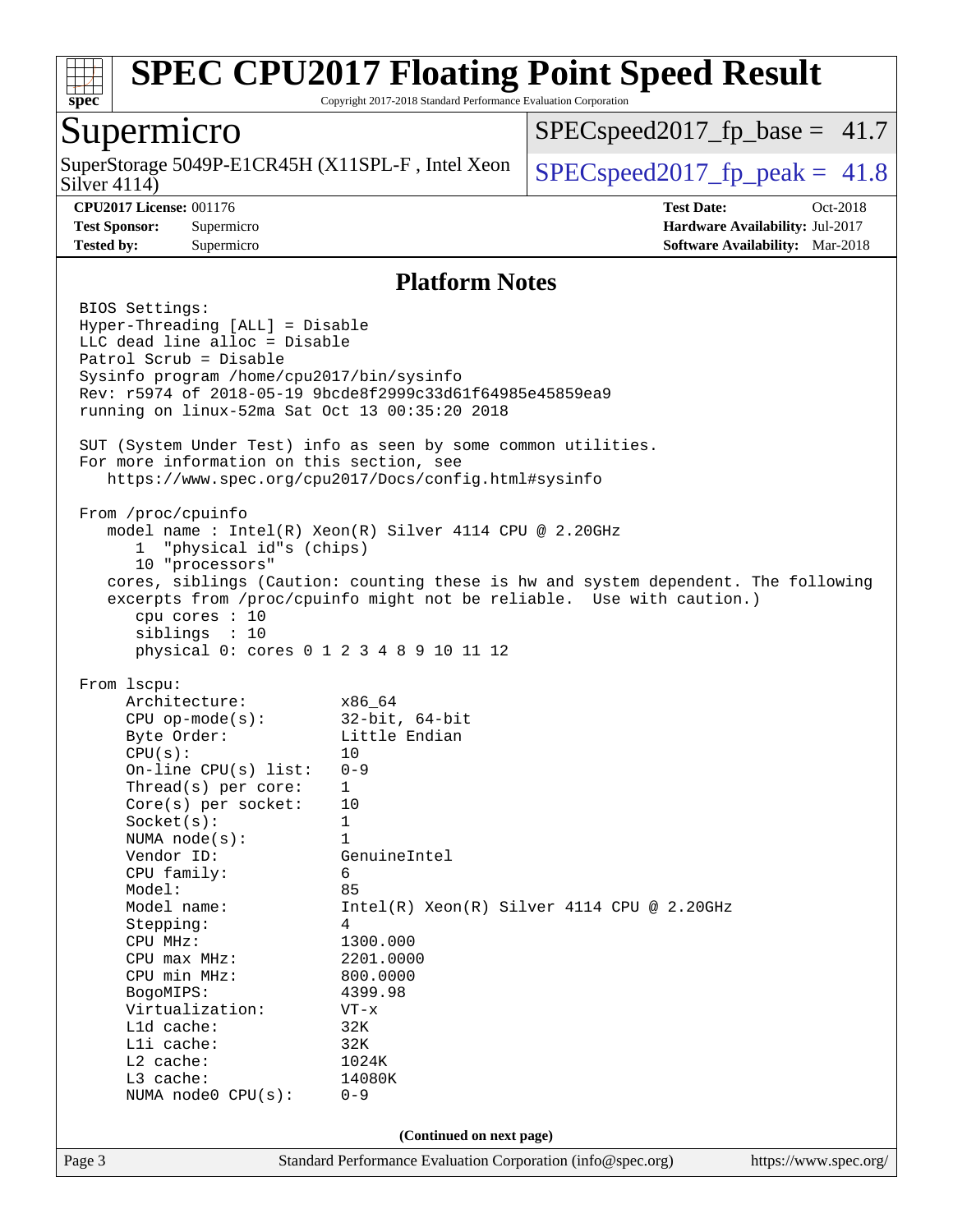## Platform Notes

```
BIOS Settings:
Hyper-Threading [ALL] = Disable
LLC dead line alloc = Disable
Patrol Scrub = Disable
Sysinfo program /home/cpu2017/bin/sysinfo
Rev: r5974 of 2018-05-19 9bcde8f2999c33d61f64985e45859ea9
running on linux-52ma Sat Oct 13 00:35:20 2018

SUT (System Under Test) info as seen by some common utilities.
For more information on this section, see
   https://www.spec.org/cpu2017/Docs/config.html#sysinfo

From /proc/cpuinfo
   model name : Intel(R) Xeon(R) Silver 4114 CPU @ 2.20GHz
      1  "physical id"s (chips)
      10 "processors"
   cores, siblings (Caution: counting these is hw and system dependent. The following
   excerpts from /proc/cpuinfo might not be reliable.  Use with caution.)
      cpu cores : 10
      siblings  : 10
      physical 0: cores 0 1 2 3 4 8 9 10 11 12

From lscpu:
     Architecture:          x86_64
     CPU op-mode(s):        32-bit, 64-bit
     Byte Order:            Little Endian
     CPU(s):                10
     On-line CPU(s) list:   0-9
     Thread(s) per core:    1
     Core(s) per socket:    10
     Socket(s):             1
     NUMA node(s):          1
     Vendor ID:             GenuineIntel
     CPU family:            6
     Model:                 85
     Model name:            Intel(R) Xeon(R) Silver 4114 CPU @ 2.20GHz
     Stepping:              4
     CPU MHz:               1300.000
     CPU max MHz:           2201.0000
     CPU min MHz:           800.0000
     BogoMIPS:              4399.98
     Virtualization:        VT-x
     L1d cache:             32K
     L1i cache:             32K
     L2 cache:              1024K
     L3 cache:              14080K
     NUMA node0 CPU(s):     0-9
```

(Continued on next page)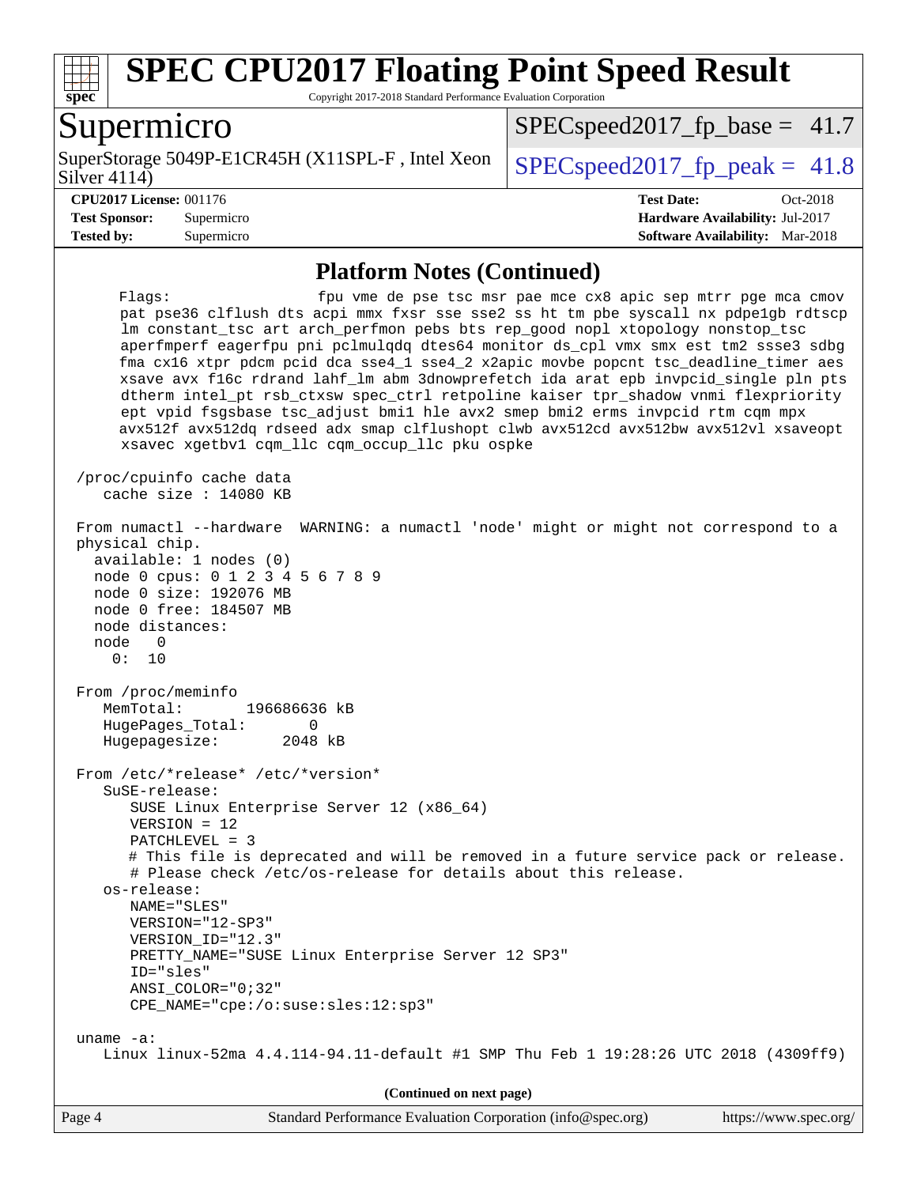## Platform Notes (Continued)

```
     Flags:                           fpu vme de pse tsc msr pae mce cx8 apic sep mtrr pge mca cmov
     pat pse36 clflush dts acpi mmx fxsr sse sse2 ss ht tm pbe syscall nx pdpe1gb rdtscp
     lm constant_tsc art arch_perfmon pebs bts rep_good nopl xtopology nonstop_tsc
     aperfmperf eagerfpu pni pclmulqdq dtes64 monitor ds_cpl vmx smx est tm2 ssse3 sdbg
     fma cx16 xtpr pdcm pcid dca sse4_1 sse4_2 x2apic movbe popcnt tsc_deadline_timer aes
     xsave avx f16c rdrand lahf_lm abm 3dnowprefetch ida arat epb invpcid_single pln pts
     dtherm intel_pt rsb_ctxsw spec_ctrl retpoline kaiser tpr_shadow vnmi flexpriority
     ept vpid fsgsbase tsc_adjust bmi1 hle avx2 smep bmi2 erms invpcid rtm cqm mpx
     avx512f avx512dq rdseed adx smap clflushopt clwb avx512cd avx512bw avx512vl xsaveopt
     xsavec xgetbv1 cqm_llc cqm_occup_llc pku ospke

 /proc/cpuinfo cache data
    cache size : 14080 KB

 From numactl --hardware  WARNING: a numactl 'node' might or might not correspond to a
 physical chip.
   available: 1 nodes (0)
   node 0 cpus: 0 1 2 3 4 5 6 7 8 9
   node 0 size: 192076 MB
   node 0 free: 184507 MB
   node distances:
   node   0
     0:  10

 From /proc/meminfo
    MemTotal:       196686636 kB
    HugePages_Total:       0
    Hugepagesize:       2048 kB

 From /etc/*release* /etc/*version*
    SuSE-release:
       SUSE Linux Enterprise Server 12 (x86_64)
       VERSION = 12
       PATCHLEVEL = 3
       # This file is deprecated and will be removed in a future service pack or release.
       # Please check /etc/os-release for details about this release.
    os-release:
       NAME="SLES"
       VERSION="12-SP3"
       VERSION_ID="12.3"
       PRETTY_NAME="SUSE Linux Enterprise Server 12 SP3"
       ID="sles"
       ANSI_COLOR="0;32"
       CPE_NAME="cpe:/o:suse:sles:12:sp3"

 uname -a:
    Linux linux-52ma 4.4.114-94.11-default #1 SMP Thu Feb 1 19:28:26 UTC 2018 (4309ff9)
```

**(Continued on next page)**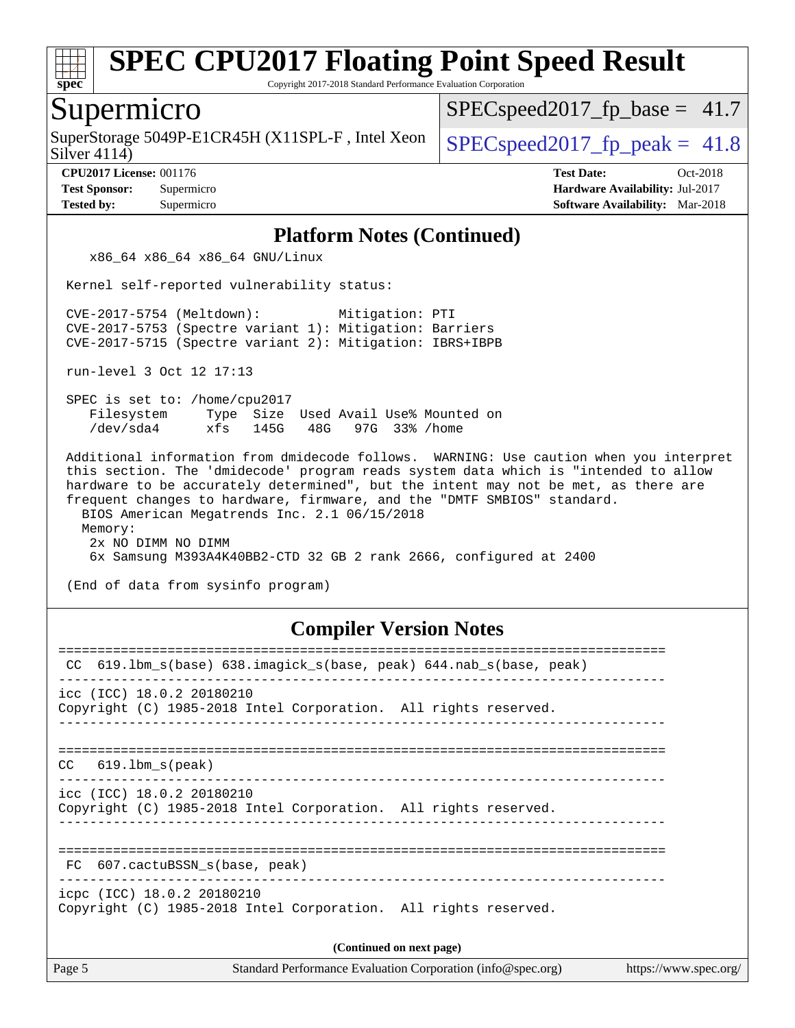# SPEC CPU2017 Floating Point Speed Result

Copyright 2017-2018 Standard Performance Evaluation Corporation

## Supermicro

SuperStorage 5049P-E1CR45H (X11SPL-F , Intel Xeon Silver 4114)

SPECspeed2017_fp_base = 41.7

SPECspeed2017_fp_peak = 41.8

**CPU2017 License:** 001176
**Test Sponsor:** Supermicro
**Tested by:** Supermicro

**Test Date:** Oct-2018
**Hardware Availability:** Jul-2017
**Software Availability:** Mar-2018

## Platform Notes (Continued)

```
    x86_64 x86_64 x86_64 GNU/Linux

 Kernel self-reported vulnerability status:

 CVE-2017-5754 (Meltdown):          Mitigation: PTI
 CVE-2017-5753 (Spectre variant 1): Mitigation: Barriers
 CVE-2017-5715 (Spectre variant 2): Mitigation: IBRS+IBPB

 run-level 3 Oct 12 17:13

 SPEC is set to: /home/cpu2017
    Filesystem     Type  Size  Used Avail Use% Mounted on
    /dev/sda4      xfs   145G   48G   97G  33% /home

 Additional information from dmidecode follows.  WARNING: Use caution when you interpret
 this section. The 'dmidecode' program reads system data which is "intended to allow
 hardware to be accurately determined", but the intent may not be met, as there are
 frequent changes to hardware, firmware, and the "DMTF SMBIOS" standard.
   BIOS American Megatrends Inc. 2.1 06/15/2018
   Memory:
    2x NO DIMM NO DIMM
    6x Samsung M393A4K40BB2-CTD 32 GB 2 rank 2666, configured at 2400

 (End of data from sysinfo program)
```

## Compiler Version Notes

```
==============================================================================
 CC  619.lbm_s(base) 638.imagick_s(base, peak) 644.nab_s(base, peak)
------------------------------------------------------------------------------
icc (ICC) 18.0.2 20180210
Copyright (C) 1985-2018 Intel Corporation.  All rights reserved.
------------------------------------------------------------------------------

==============================================================================
CC   619.lbm_s(peak)
------------------------------------------------------------------------------
icc (ICC) 18.0.2 20180210
Copyright (C) 1985-2018 Intel Corporation.  All rights reserved.
------------------------------------------------------------------------------

==============================================================================
 FC  607.cactuBSSN_s(base, peak)
------------------------------------------------------------------------------
icpc (ICC) 18.0.2 20180210
Copyright (C) 1985-2018 Intel Corporation.  All rights reserved.
```

(Continued on next page)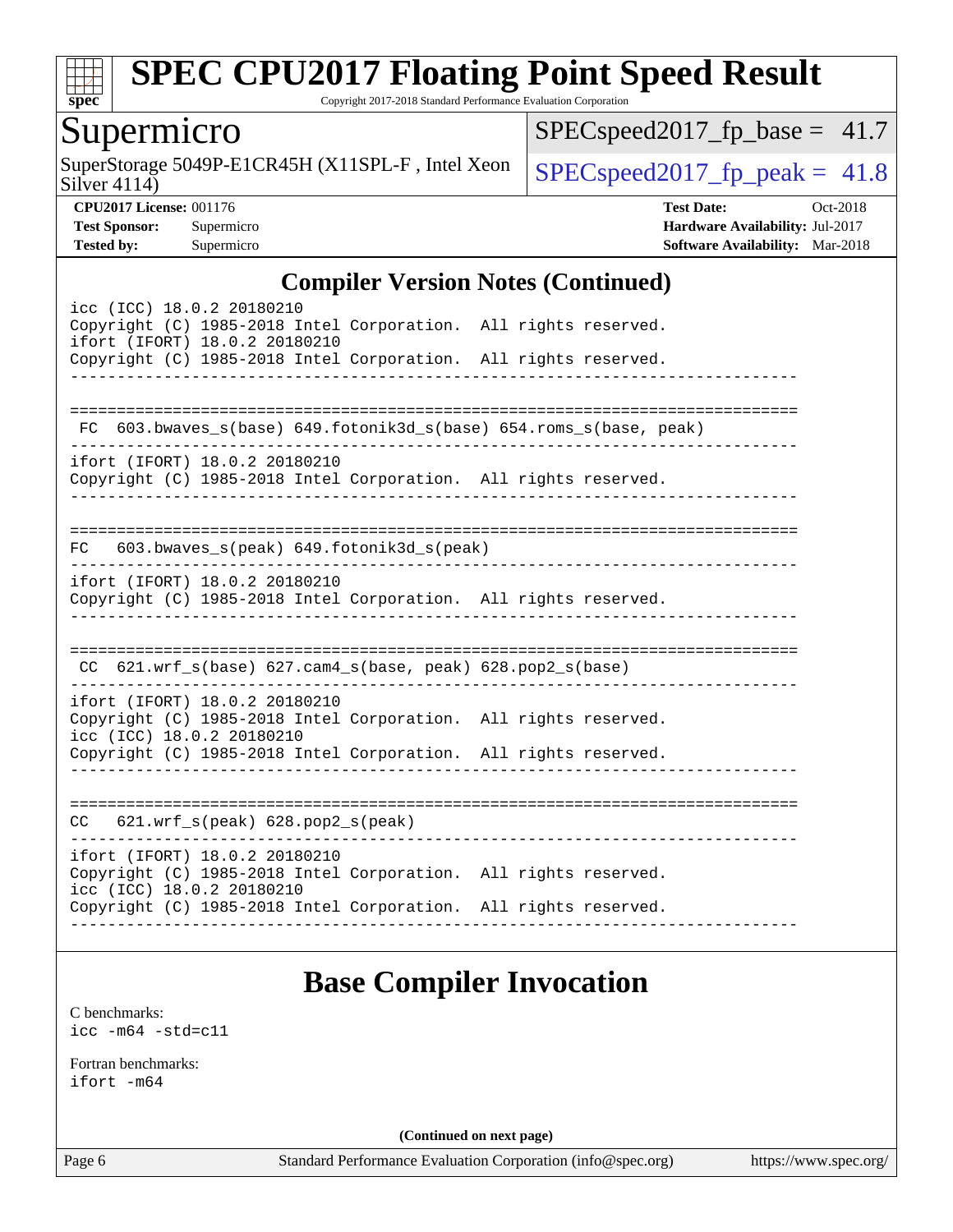## Compiler Version Notes (Continued)

```
icc (ICC) 18.0.2 20180210
Copyright (C) 1985-2018 Intel Corporation.  All rights reserved.
ifort (IFORT) 18.0.2 20180210
Copyright (C) 1985-2018 Intel Corporation.  All rights reserved.
------------------------------------------------------------------------------

==============================================================================
 FC  603.bwaves_s(base) 649.fotonik3d_s(base) 654.roms_s(base, peak)
------------------------------------------------------------------------------
ifort (IFORT) 18.0.2 20180210
Copyright (C) 1985-2018 Intel Corporation.  All rights reserved.
------------------------------------------------------------------------------

==============================================================================
FC   603.bwaves_s(peak) 649.fotonik3d_s(peak)
------------------------------------------------------------------------------
ifort (IFORT) 18.0.2 20180210
Copyright (C) 1985-2018 Intel Corporation.  All rights reserved.
------------------------------------------------------------------------------

==============================================================================
 CC  621.wrf_s(base) 627.cam4_s(base, peak) 628.pop2_s(base)
------------------------------------------------------------------------------
ifort (IFORT) 18.0.2 20180210
Copyright (C) 1985-2018 Intel Corporation.  All rights reserved.
icc (ICC) 18.0.2 20180210
Copyright (C) 1985-2018 Intel Corporation.  All rights reserved.
------------------------------------------------------------------------------

==============================================================================
CC   621.wrf_s(peak) 628.pop2_s(peak)
------------------------------------------------------------------------------
ifort (IFORT) 18.0.2 20180210
Copyright (C) 1985-2018 Intel Corporation.  All rights reserved.
icc (ICC) 18.0.2 20180210
Copyright (C) 1985-2018 Intel Corporation.  All rights reserved.
------------------------------------------------------------------------------
```

## Base Compiler Invocation

C benchmarks:
```
icc -m64 -std=c11
```

Fortran benchmarks:
```
ifort -m64
```

**(Continued on next page)**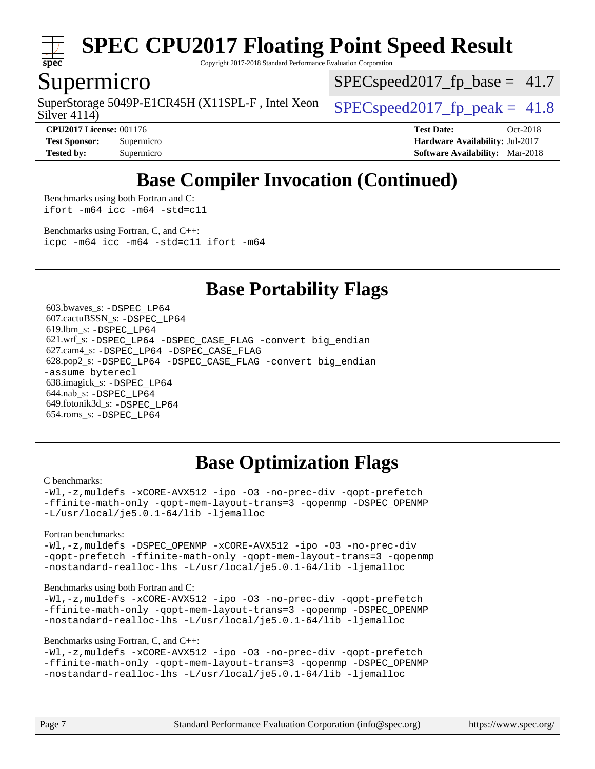## Base Compiler Invocation (Continued)

Benchmarks using both Fortran and C:
```
ifort -m64 icc -m64 -std=c11
```

Benchmarks using Fortran, C, and C++:
```
icpc -m64 icc -m64 -std=c11 ifort -m64
```

## Base Portability Flags

603.bwaves_s: `-DSPEC_LP64`
607.cactuBSSN_s: `-DSPEC_LP64`
619.lbm_s: `-DSPEC_LP64`
621.wrf_s: `-DSPEC_LP64 -DSPEC_CASE_FLAG -convert big_endian`
627.cam4_s: `-DSPEC_LP64 -DSPEC_CASE_FLAG`
628.pop2_s: `-DSPEC_LP64 -DSPEC_CASE_FLAG -convert big_endian -assume byterecl`
638.imagick_s: `-DSPEC_LP64`
644.nab_s: `-DSPEC_LP64`
649.fotonik3d_s: `-DSPEC_LP64`
654.roms_s: `-DSPEC_LP64`

## Base Optimization Flags

C benchmarks:
```
-Wl,-z,muldefs -xCORE-AVX512 -ipo -O3 -no-prec-div -qopt-prefetch
-ffinite-math-only -qopt-mem-layout-trans=3 -qopenmp -DSPEC_OPENMP
-L/usr/local/je5.0.1-64/lib -ljemalloc
```

Fortran benchmarks:
```
-Wl,-z,muldefs -DSPEC_OPENMP -xCORE-AVX512 -ipo -O3 -no-prec-div
-qopt-prefetch -ffinite-math-only -qopt-mem-layout-trans=3 -qopenmp
-nostandard-realloc-lhs -L/usr/local/je5.0.1-64/lib -ljemalloc
```

Benchmarks using both Fortran and C:
```
-Wl,-z,muldefs -xCORE-AVX512 -ipo -O3 -no-prec-div -qopt-prefetch
-ffinite-math-only -qopt-mem-layout-trans=3 -qopenmp -DSPEC_OPENMP
-nostandard-realloc-lhs -L/usr/local/je5.0.1-64/lib -ljemalloc
```

Benchmarks using Fortran, C, and C++:
```
-Wl,-z,muldefs -xCORE-AVX512 -ipo -O3 -no-prec-div -qopt-prefetch
-ffinite-math-only -qopt-mem-layout-trans=3 -qopenmp -DSPEC_OPENMP
-nostandard-realloc-lhs -L/usr/local/je5.0.1-64/lib -ljemalloc
```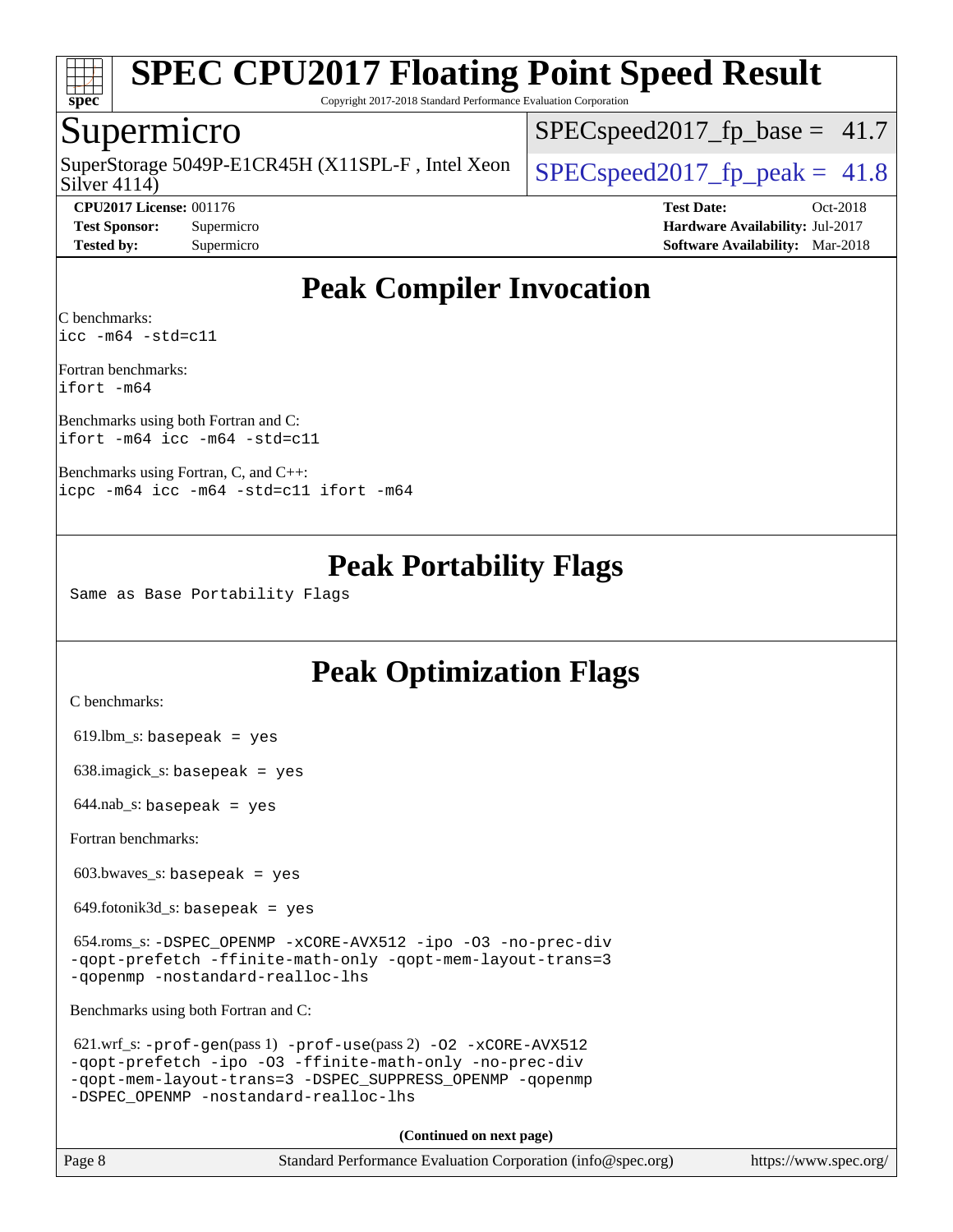# SPEC CPU2017 Floating Point Speed Result

Copyright 2017-2018 Standard Performance Evaluation Corporation

## Supermicro

SuperStorage 5049P-E1CR45H (X11SPL-F , Intel Xeon Silver 4114)

SPECspeed2017_fp_base = 41.7

SPECspeed2017_fp_peak = 41.8

**CPU2017 License:** 001176
**Test Sponsor:** Supermicro
**Tested by:** Supermicro

**Test Date:** Oct-2018
**Hardware Availability:** Jul-2017
**Software Availability:** Mar-2018

## Peak Compiler Invocation

C benchmarks:
```
icc -m64 -std=c11
```

Fortran benchmarks:
```
ifort -m64
```

Benchmarks using both Fortran and C:
```
ifort -m64 icc -m64 -std=c11
```

Benchmarks using Fortran, C, and C++:
```
icpc -m64 icc -m64 -std=c11 ifort -m64
```

## Peak Portability Flags

Same as Base Portability Flags

## Peak Optimization Flags

C benchmarks:

619.lbm_s: basepeak = yes

638.imagick_s: basepeak = yes

644.nab_s: basepeak = yes

Fortran benchmarks:

603.bwaves_s: basepeak = yes

649.fotonik3d_s: basepeak = yes

654.roms_s: -DSPEC_OPENMP -xCORE-AVX512 -ipo -O3 -no-prec-div -qopt-prefetch -ffinite-math-only -qopt-mem-layout-trans=3 -qopenmp -nostandard-realloc-lhs

Benchmarks using both Fortran and C:

621.wrf_s: -prof-gen(pass 1) -prof-use(pass 2) -O2 -xCORE-AVX512 -qopt-prefetch -ipo -O3 -ffinite-math-only -no-prec-div -qopt-mem-layout-trans=3 -DSPEC_SUPPRESS_OPENMP -qopenmp -DSPEC_OPENMP -nostandard-realloc-lhs

**(Continued on next page)**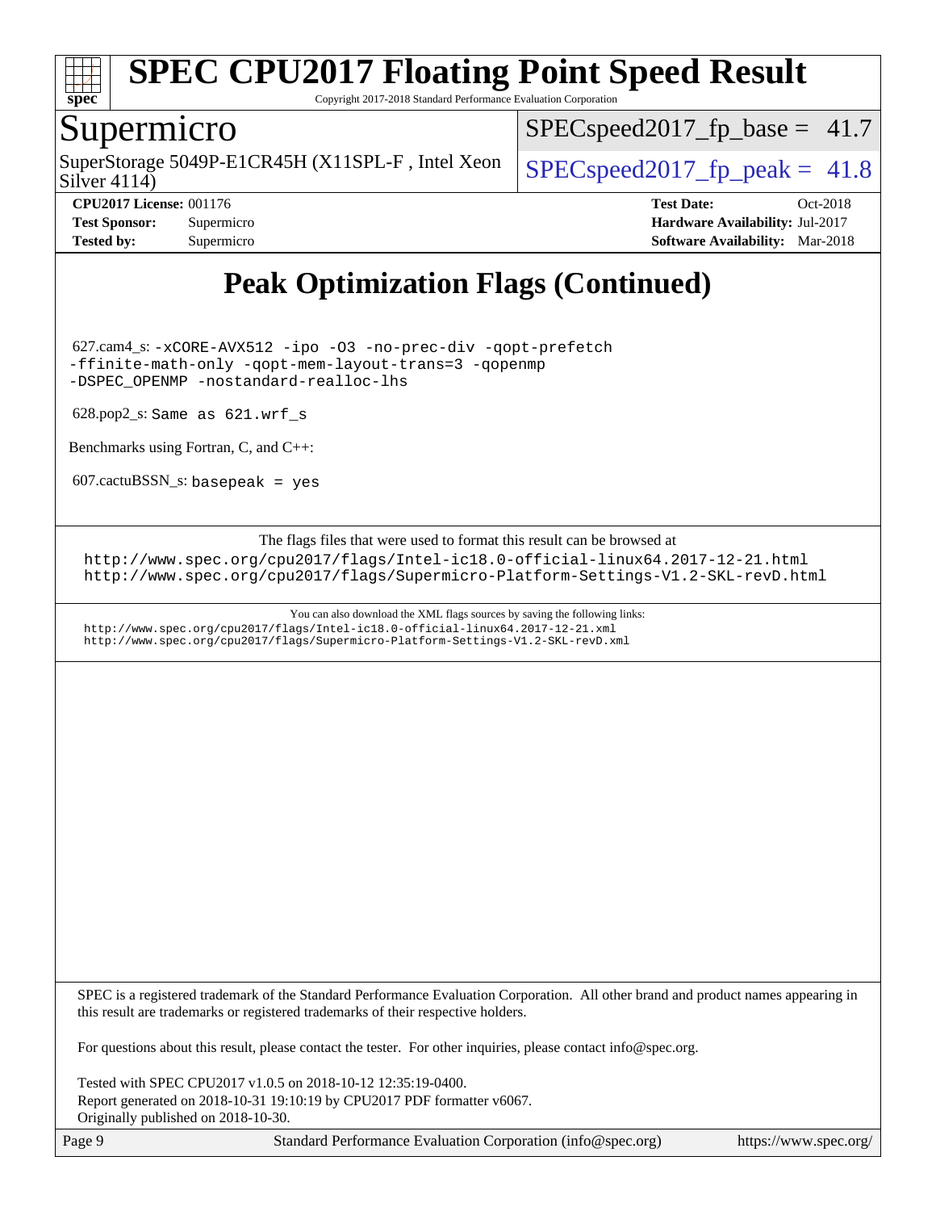# Peak Optimization Flags (Continued)

627.cam4_s: -xCORE-AVX512 -ipo -O3 -no-prec-div -qopt-prefetch -ffinite-math-only -qopt-mem-layout-trans=3 -qopenmp -DSPEC_OPENMP -nostandard-realloc-lhs

628.pop2_s: Same as 621.wrf_s

Benchmarks using Fortran, C, and C++:

607.cactuBSSN_s: basepeak = yes

The flags files that were used to format this result can be browsed at
http://www.spec.org/cpu2017/flags/Intel-ic18.0-official-linux64.2017-12-21.html
http://www.spec.org/cpu2017/flags/Supermicro-Platform-Settings-V1.2-SKL-revD.html

You can also download the XML flags sources by saving the following links:
http://www.spec.org/cpu2017/flags/Intel-ic18.0-official-linux64.2017-12-21.xml
http://www.spec.org/cpu2017/flags/Supermicro-Platform-Settings-V1.2-SKL-revD.xml

SPEC is a registered trademark of the Standard Performance Evaluation Corporation. All other brand and product names appearing in this result are trademarks or registered trademarks of their respective holders.

For questions about this result, please contact the tester. For other inquiries, please contact info@spec.org.

Tested with SPEC CPU2017 v1.0.5 on 2018-10-12 12:35:19-0400.
Report generated on 2018-10-31 19:10:19 by CPU2017 PDF formatter v6067.
Originally published on 2018-10-30.